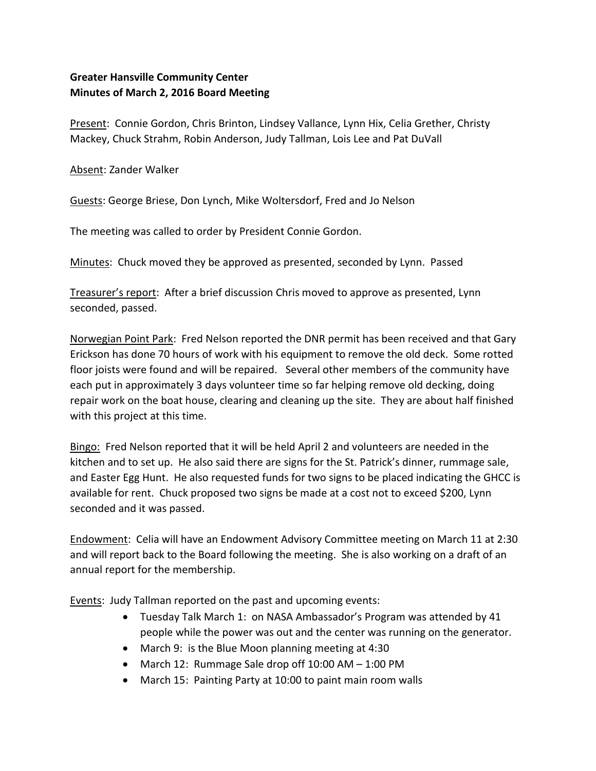**Greater Hansville Community Center**
**Minutes of March 2, 2016 Board Meeting**

Present: Connie Gordon, Chris Brinton, Lindsey Vallance, Lynn Hix, Celia Grether, Christy Mackey, Chuck Strahm, Robin Anderson, Judy Tallman, Lois Lee and Pat DuVall

Absent: Zander Walker

Guests: George Briese, Don Lynch, Mike Woltersdorf, Fred and Jo Nelson

The meeting was called to order by President Connie Gordon.

Minutes: Chuck moved they be approved as presented, seconded by Lynn. Passed

Treasurer's report: After a brief discussion Chris moved to approve as presented, Lynn seconded, passed.

Norwegian Point Park: Fred Nelson reported the DNR permit has been received and that Gary Erickson has done 70 hours of work with his equipment to remove the old deck. Some rotted floor joists were found and will be repaired. Several other members of the community have each put in approximately 3 days volunteer time so far helping remove old decking, doing repair work on the boat house, clearing and cleaning up the site. They are about half finished with this project at this time.

Bingo: Fred Nelson reported that it will be held April 2 and volunteers are needed in the kitchen and to set up. He also said there are signs for the St. Patrick's dinner, rummage sale, and Easter Egg Hunt. He also requested funds for two signs to be placed indicating the GHCC is available for rent. Chuck proposed two signs be made at a cost not to exceed $200, Lynn seconded and it was passed.

Endowment: Celia will have an Endowment Advisory Committee meeting on March 11 at 2:30 and will report back to the Board following the meeting. She is also working on a draft of an annual report for the membership.

Events: Judy Tallman reported on the past and upcoming events:

- Tuesday Talk March 1: on NASA Ambassador's Program was attended by 41 people while the power was out and the center was running on the generator.
- March 9: is the Blue Moon planning meeting at 4:30
- March 12: Rummage Sale drop off 10:00 AM – 1:00 PM
- March 15: Painting Party at 10:00 to paint main room walls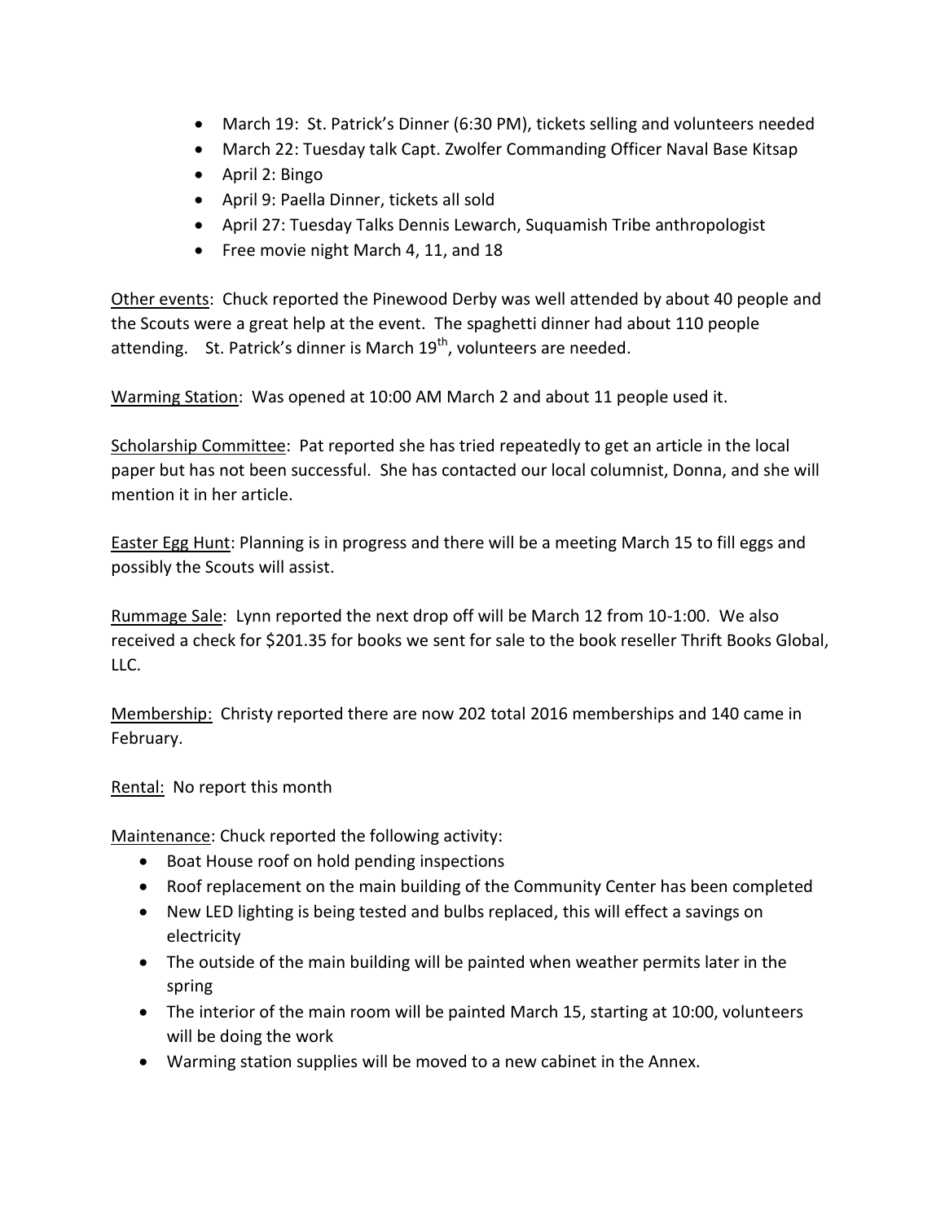- March 19: St. Patrick's Dinner (6:30 PM), tickets selling and volunteers needed
- March 22: Tuesday talk Capt. Zwolfer Commanding Officer Naval Base Kitsap
- April 2: Bingo
- April 9: Paella Dinner, tickets all sold
- April 27: Tuesday Talks Dennis Lewarch, Suquamish Tribe anthropologist
- Free movie night March 4, 11, and 18

Other events: Chuck reported the Pinewood Derby was well attended by about 40 people and the Scouts were a great help at the event. The spaghetti dinner had about 110 people attending. St. Patrick's dinner is March 19th, volunteers are needed.

Warming Station: Was opened at 10:00 AM March 2 and about 11 people used it.

Scholarship Committee: Pat reported she has tried repeatedly to get an article in the local paper but has not been successful. She has contacted our local columnist, Donna, and she will mention it in her article.

Easter Egg Hunt: Planning is in progress and there will be a meeting March 15 to fill eggs and possibly the Scouts will assist.

Rummage Sale: Lynn reported the next drop off will be March 12 from 10-1:00. We also received a check for $201.35 for books we sent for sale to the book reseller Thrift Books Global, LLC.

Membership: Christy reported there are now 202 total 2016 memberships and 140 came in February.

Rental: No report this month

Maintenance: Chuck reported the following activity:

- Boat House roof on hold pending inspections
- Roof replacement on the main building of the Community Center has been completed
- New LED lighting is being tested and bulbs replaced, this will effect a savings on electricity
- The outside of the main building will be painted when weather permits later in the spring
- The interior of the main room will be painted March 15, starting at 10:00, volunteers will be doing the work
- Warming station supplies will be moved to a new cabinet in the Annex.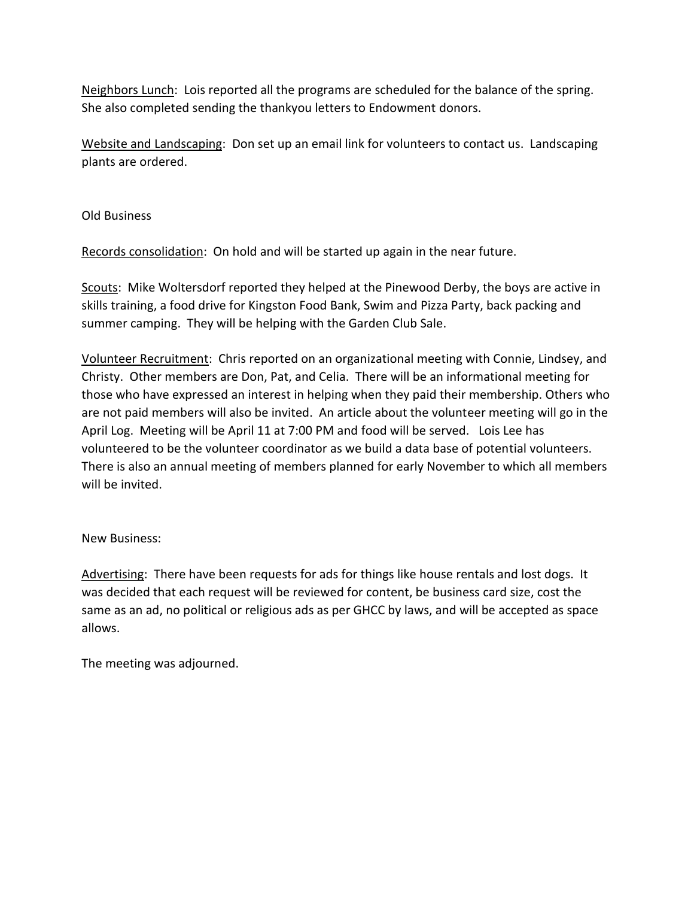Neighbors Lunch: Lois reported all the programs are scheduled for the balance of the spring. She also completed sending the thankyou letters to Endowment donors.

Website and Landscaping: Don set up an email link for volunteers to contact us. Landscaping plants are ordered.

Old Business

Records consolidation: On hold and will be started up again in the near future.

Scouts: Mike Woltersdorf reported they helped at the Pinewood Derby, the boys are active in skills training, a food drive for Kingston Food Bank, Swim and Pizza Party, back packing and summer camping. They will be helping with the Garden Club Sale.

Volunteer Recruitment: Chris reported on an organizational meeting with Connie, Lindsey, and Christy. Other members are Don, Pat, and Celia. There will be an informational meeting for those who have expressed an interest in helping when they paid their membership. Others who are not paid members will also be invited. An article about the volunteer meeting will go in the April Log. Meeting will be April 11 at 7:00 PM and food will be served. Lois Lee has volunteered to be the volunteer coordinator as we build a data base of potential volunteers. There is also an annual meeting of members planned for early November to which all members will be invited.

New Business:

Advertising: There have been requests for ads for things like house rentals and lost dogs. It was decided that each request will be reviewed for content, be business card size, cost the same as an ad, no political or religious ads as per GHCC by laws, and will be accepted as space allows.

The meeting was adjourned.